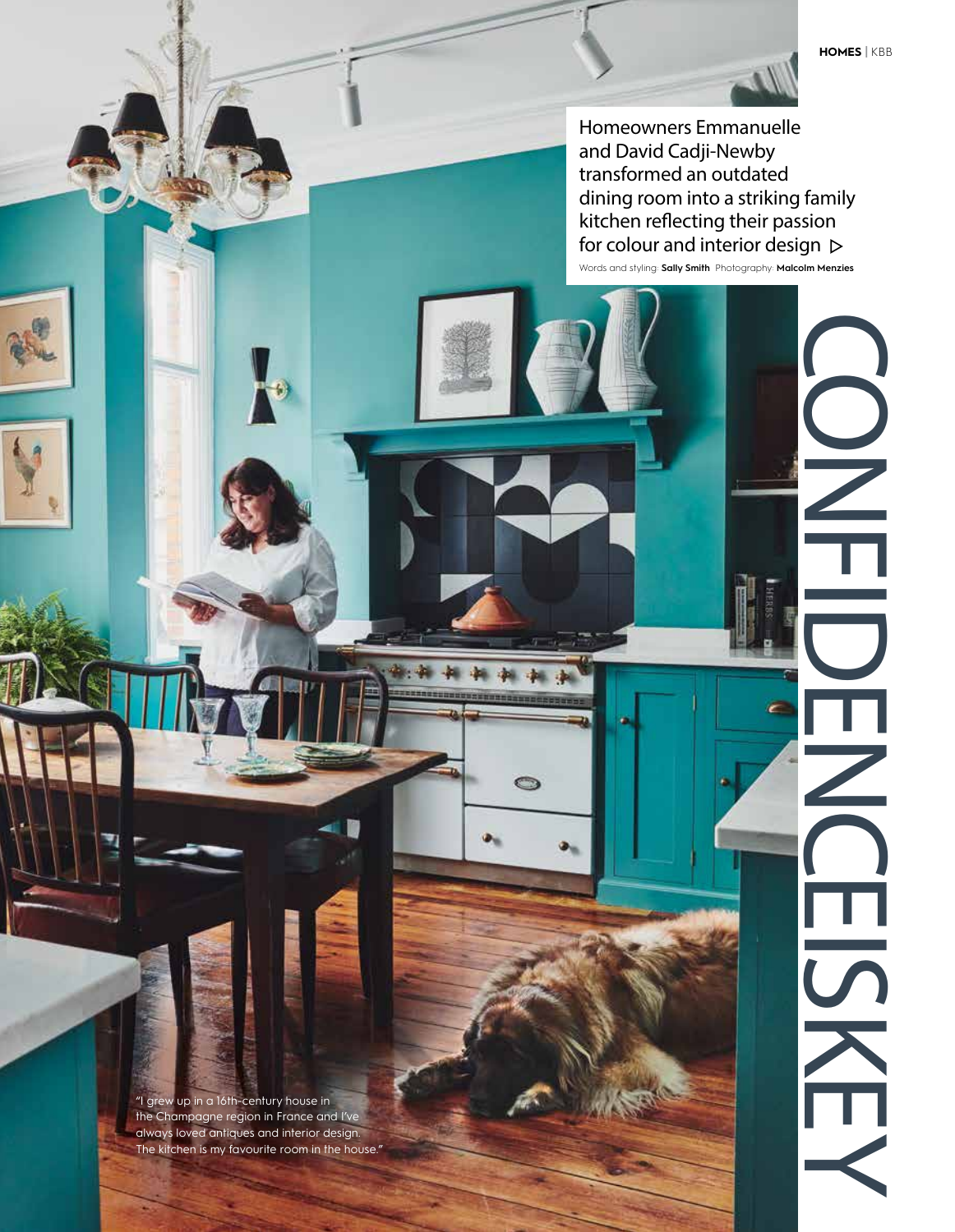# CONFIDENCE IS KEY

Homeowners Emmanuelle and David Cadji-Newby transformed an outdated dining room into a striking family kitchen reflecting their passion for colour and interior design ▷

Words and styling: **Sally Smith** Photography: **Malcolm Menzies**

"I grew up in a 16th-century house in the Champagne region in France and I've always loved antiques and interior design. The kitchen is my favourite room in the house."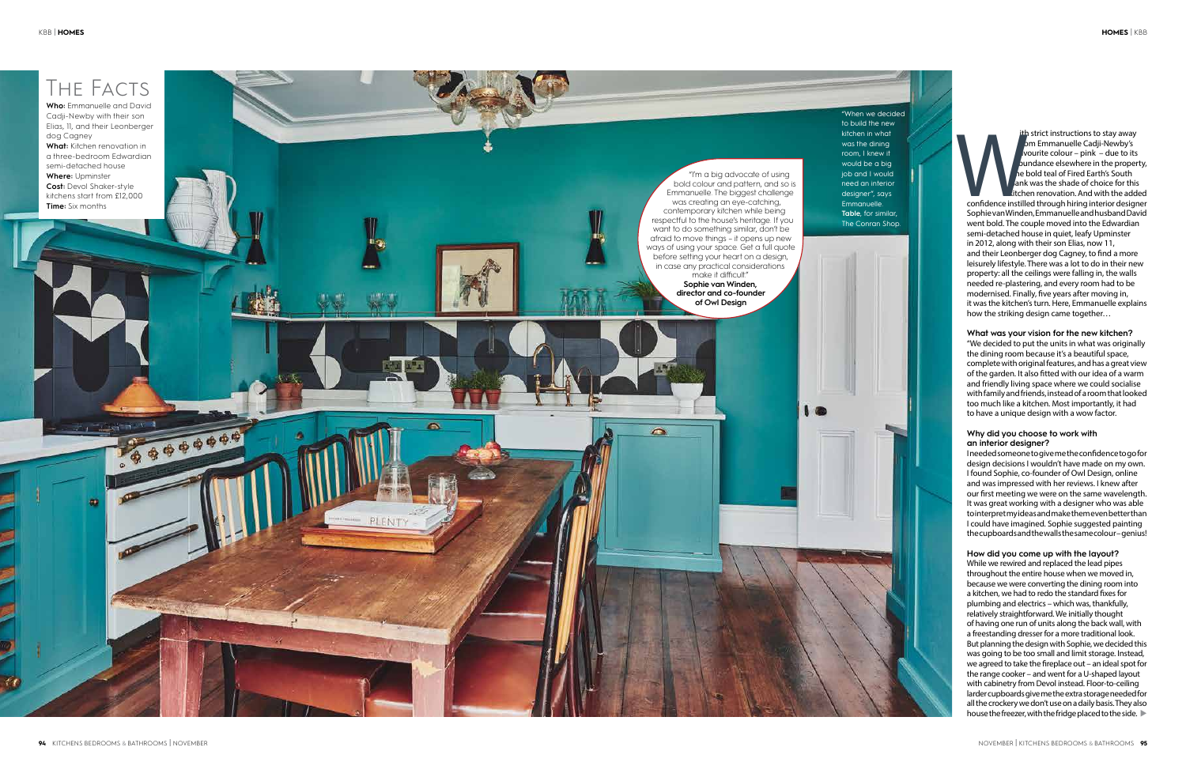# The Facts

**Who:** Emmanuelle and David Cadji-Newby with their son Elias, 11, and their Leonberger dog Cagney
**What:** Kitchen renovation in a three-bedroom Edwardian semi-detached house
**Where:** Upminster
**Cost:** Devol Shaker-style kitchens start from £12,000
**Time:** Six months

"I'm a big advocate of using bold colour and pattern, and so is Emmanuelle. The biggest challenge was creating an eye-catching, contemporary kitchen while being respectful to the house's heritage. If you want to do something similar, don't be afraid to move things – it opens up new ways of using your space. Get a full quote before setting your heart on a design, in case any practical considerations make it difficult"
**Sophie van Winden, director and co-founder of Owl Design**

"When we decided to build the new kitchen in what was the dining room, I knew it would be a big job and I would need an interior designer", says Emmanuelle. **Table**, for similar, The Conran Shop.

With strict instructions to stay away from Emmanuelle Cadji-Newby's favourite colour – pink – due to its abundance elsewhere in the property, the bold teal of Fired Earth's South Bank was the shade of choice for this kitchen renovation. And with the added confidence instilled through hiring interior designer Sophie van Winden, Emmanuelle and husband David went bold. The couple moved into the Edwardian semi-detached house in quiet, leafy Upminster in 2012, along with their son Elias, now 11, and their Leonberger dog Cagney, to find a more leisurely lifestyle. There was a lot to do in their new property: all the ceilings were falling in, the walls needed re-plastering, and every room had to be modernised. Finally, five years after moving in, it was the kitchen's turn. Here, Emmanuelle explains how the striking design came together…

**What was your vision for the new kitchen?**
"We decided to put the units in what was originally the dining room because it's a beautiful space, complete with original features, and has a great view of the garden. It also fitted with our idea of a warm and friendly living space where we could socialise with family and friends, instead of a room that looked too much like a kitchen. Most importantly, it had to have a unique design with a wow factor.

**Why did you choose to work with an interior designer?**
I needed someone to give me the confidence to go for design decisions I wouldn't have made on my own. I found Sophie, co-founder of Owl Design, online and was impressed with her reviews. I knew after our first meeting we were on the same wavelength. It was great working with a designer who was able to interpret my ideas and make them even better than I could have imagined. Sophie suggested painting the cupboards and the walls the same colour – genius!

**How did you come up with the layout?**
While we rewired and replaced the lead pipes throughout the entire house when we moved in, because we were converting the dining room into a kitchen, we had to redo the standard fixes for plumbing and electrics – which was, thankfully, relatively straightforward. We initially thought of having one run of units along the back wall, with a freestanding dresser for a more traditional look. But planning the design with Sophie, we decided this was going to be too small and limit storage. Instead, we agreed to take the fireplace out – an ideal spot for the range cooker – and went for a U-shaped layout with cabinetry from Devol instead. Floor-to-ceiling larder cupboards give me the extra storage needed for all the crockery we don't use on a daily basis. They also house the freezer, with the fridge placed to the side. ▶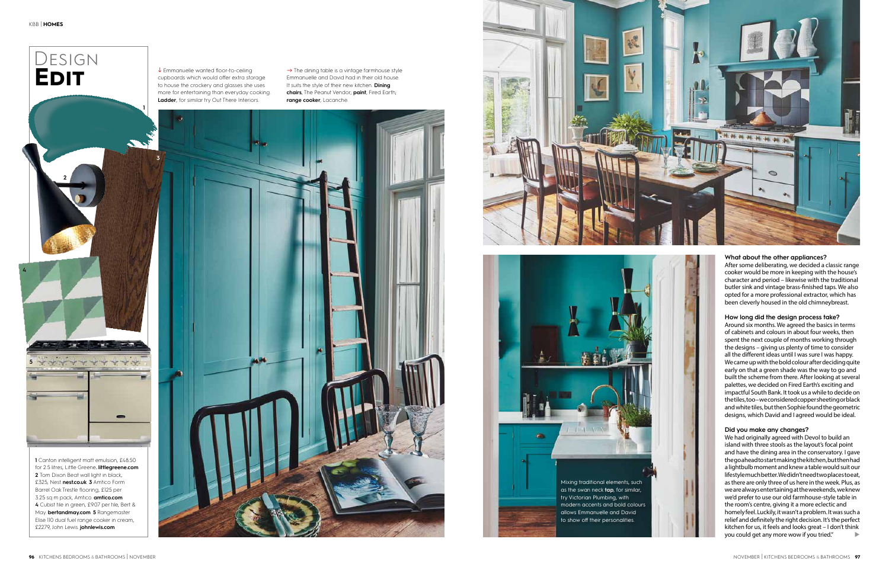# Design Edit

1 Canton intelligent matt emulsion, £48.50 for 2.5 litres, Little Greene. **littlegreene.com** 2 Tom Dixon Beat wall light in black, £325, Nest **nest.co.uk** 3 Amtico Form Barrel Oak Trestle flooring, £125 per 3.25 sq m pack, Amtico **amtico.com** 4 Cubist tile in green, £9.07 per tile, Bert & May **bertandmay.com** 5 Rangemaster Elise 110 dual fuel range cooker in cream, £2279, John Lewis **johnlewis.com**

↓ Emmanuelle wanted floor-to-ceiling cupboards which would offer extra storage to house the crockery and glasses she uses more for entertaining than everyday cooking. **Ladder**, for similar try Out There Interiors.

→ The dining table is a vintage farmhouse style Emmanuelle and David had in their old house. It suits the style of their new kitchen. **Dining chairs**, The Peanut Vendor; **paint**, Fired Earth; **range cooker**, Lacanche.

Mixing traditional elements, such as the swan neck **tap**, for similar, try Victorian Plumbing, with modern accents and bold colours allows Emmanuelle and David to show off their personalities.

**What about the other appliances?**

After some deliberating, we decided a classic range cooker would be more in keeping with the house's character and period – likewise with the traditional butler sink and vintage brass-finished taps. We also opted for a more professional extractor, which has been cleverly housed in the old chimneybreast.

**How long did the design process take?**

Around six months. We agreed the basics in terms of cabinets and colours in about four weeks, then spent the next couple of months working through the designs – giving us plenty of time to consider all the different ideas until I was sure I was happy. We came up with the bold colour after deciding quite early on that a green shade was the way to go and built the scheme from there. After looking at several palettes, we decided on Fired Earth's exciting and impactful South Bank. It took us a while to decide on the tiles, too – we considered copper sheeting or black and white tiles, but then Sophie found the geometric designs, which David and I agreed would be ideal.

**Did you make any changes?**

We had originally agreed with Devol to build an island with three stools as the layout's focal point and have the dining area in the conservatory. I gave the go ahead to start making the kitchen, but then had a lightbulb moment and knew a table would suit our lifestyle much better. We didn't need two places to eat, as there are only three of us here in the week. Plus, as we are always entertaining at the weekends, we knew we'd prefer to use our old farmhouse-style table in the room's centre, giving it a more eclectic and homely feel. Luckily, it wasn't a problem. It was such a relief and definitely the right decision. It's the perfect kitchen for us, it feels and looks great – I don't think you could get any more wow if you tried."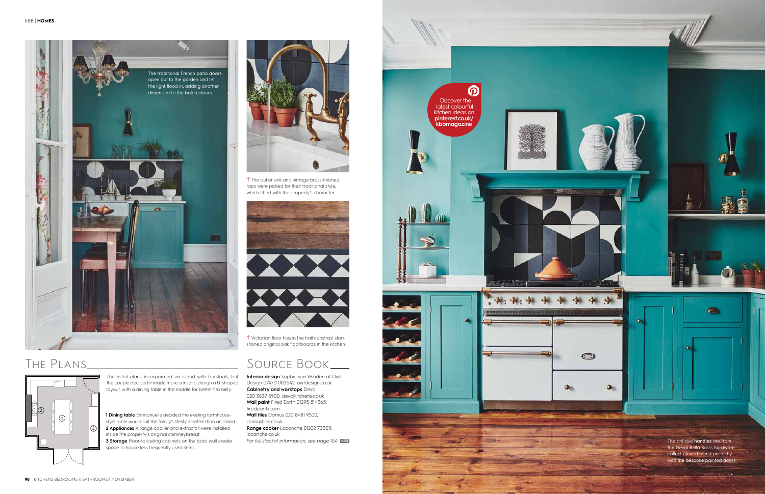The traditional French patio doors open out to the garden and let the light flood in, adding another dimension to the bold colours.

↑ The butler sink and vintage brass-finished taps were picked for their traditional style, which fitted with the property's character.

↑ Victorian floor tiles in the hall contrast dark stained original oak floorboards in the kitchen.

## The Plans

The initial plans incorporated an island with barstools, but the couple decided it made more sense to design a U-shaped layout, with a dining table in the middle for better flexibility.

**1 Dining table** Emmanuelle decided the existing farmhouse-style table would suit the family's lifestyle better than an island.
**2 Appliances** A range cooker and extractor were installed inside the property's original chimneybreast.
**3 Storage** Floor-to-ceiling cabinets on the back wall create space to house less frequently used items.

## Source Book

**Interior design** Sophie van Winden at Owl Design 07470 003642, owldesign.co.uk
**Cabinetry and worktops** Devol 020 3837 5900, devolkitchens.co.uk
**Wall paint** Fired Earth 01295 814365, firedearth.com
**Wall tiles** Domus 020 8481 9500, domustiles.co.uk
**Range cooker** Lacanche 01202 733011, lacanche.co.uk
*For full stockist information, see page 154* KBB

Discover the latest colourful kitchen ideas on **pinterest.co.uk/kbbmagazine**

The antique **handles** are from the Devol Bella Brass hardware collection and blend perfectly with the bespoke painted doors.